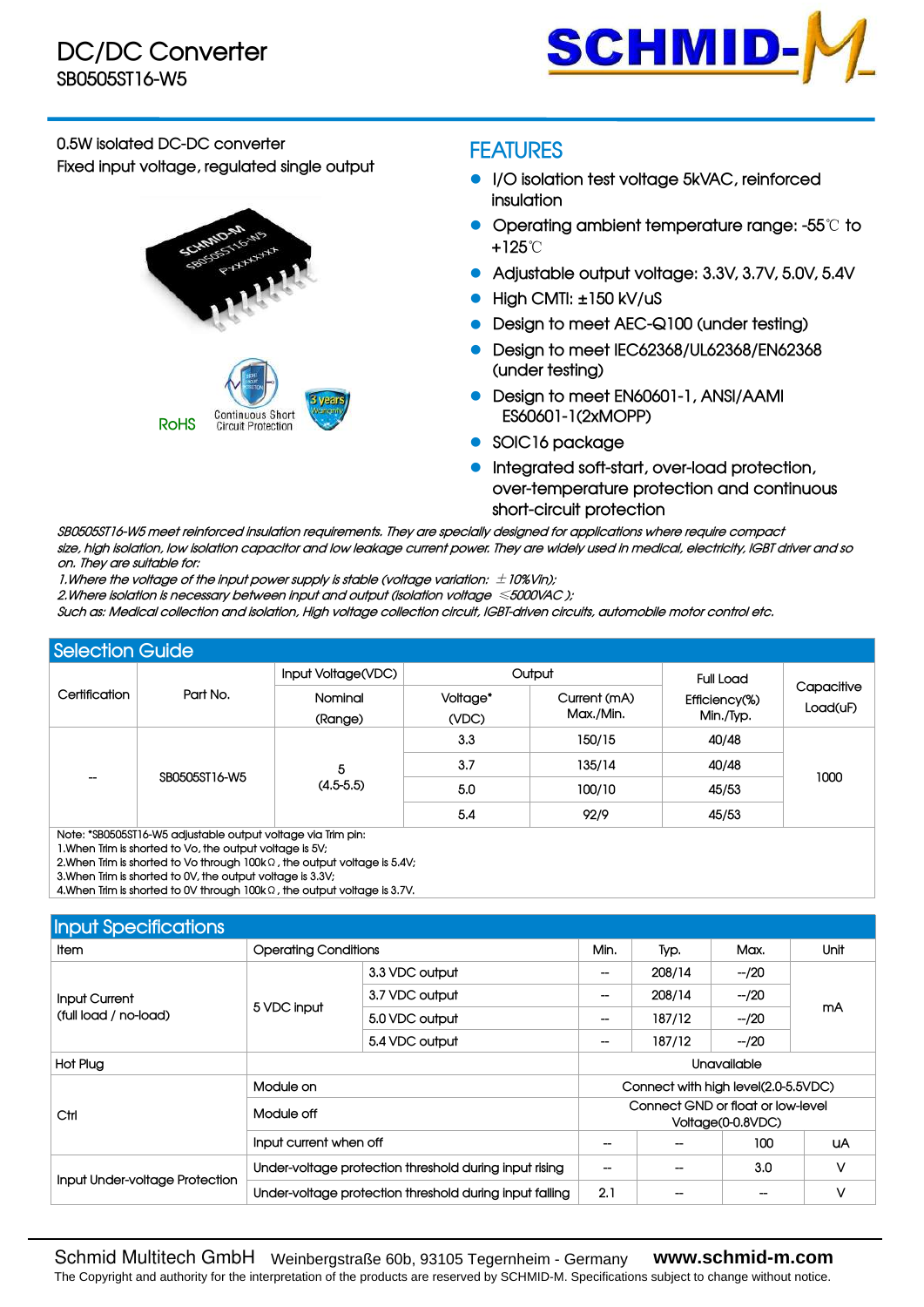# DC/DC Converter

SB0505ST16-W5

0.5W isolated DC-DC converter

Fixed input voltage, regulated single output

RoHS Continuous Short Circuit Protection

## FEATURES

- I/O isolation test voltage 5kVAC, reinforced insulation
- Operating ambient temperature range: -55℃ to +125℃
- Adjustable output voltage: 3.3V, 3.7V, 5.0V, 5.4V
- High CMTI: ±150 kV/uS
- Design to meet AEC-Q100 (under testing)
- Design to meet IEC62368/UL62368/EN62368 (under testing)
- Design to meet EN60601-1, ANSI/AAMI ES60601-1(2xMOPP)
- SOIC16 package
- Integrated soft-start, over-load protection, over-temperature protection and continuous short-circuit protection

*SB0505ST16-W5 meet reinforced insulation requirements. They are specially designed for applications where require compact size, high isolation, low isolation capacitor and low leakage current power. They are widely used in medical, electricity, IGBT driver and so on. They are suitable for:*

*1.Where the voltage of the input power supply is stable (voltage variation: ±10%Vin);*

*2.Where isolation is necessary between input and output (isolation voltage ≤5000VAC );*

*Such as: Medical collection and isolation, High voltage collection circuit, IGBT-driven circuits, automobile motor control etc.*

## Selection Guide

| Certification | Part No. | Input Voltage(VDC) Nominal (Range) | Output Voltage* (VDC) | Output Current (mA) Max./Min. | Full Load Efficiency(%) Min./Typ. | Capacitive Load(uF) |
|---|---|---|---|---|---|---|
| -- | SB0505ST16-W5 | 5 (4.5-5.5) | 3.3 | 150/15 | 40/48 | 1000 |
| | | | 3.7 | 135/14 | 40/48 | |
| | | | 5.0 | 100/10 | 45/53 | |
| | | | 5.4 | 92/9 | 45/53 | |

Note: *SB0505ST16-W5 adjustable output voltage via Trim pin:

1.When Trim is shorted to Vo, the output voltage is 5V;

2.When Trim is shorted to Vo through 100kΩ, the output voltage is 5.4V;

3.When Trim is shorted to 0V, the output voltage is 3.3V;

4.When Trim is shorted to 0V through 100kΩ, the output voltage is 3.7V.

## Input Specifications

| Item | Operating Conditions | | Min. | Typ. | Max. | Unit |
|---|---|---|---|---|---|---|
| Input Current (full load / no-load) | 5 VDC input | 3.3 VDC output | -- | 208/14 | --/20 | mA |
| | | 3.7 VDC output | -- | 208/14 | --/20 | |
| | | 5.0 VDC output | -- | 187/12 | --/20 | |
| | | 5.4 VDC output | -- | 187/12 | --/20 | |
| Hot Plug | | | Unavailable | | | |
| Ctrl | Module on | | Connect with high level(2.0-5.5VDC) | | | |
| | Module off | | Connect GND or float or low-level Voltage(0-0.8VDC) | | | |
| | Input current when off | | -- | -- | 100 | uA |
| Input Under-voltage Protection | Under-voltage protection threshold during input rising | | -- | -- | 3.0 | V |
| | Under-voltage protection threshold during input falling | | 2.1 | -- | -- | V |

Schmid Multitech GmbH Weinbergstraße 60b, 93105 Tegernheim - Germany **www.schmid-m.com**

The Copyright and authority for the interpretation of the products are reserved by SCHMID-M. Specifications subject to change without notice.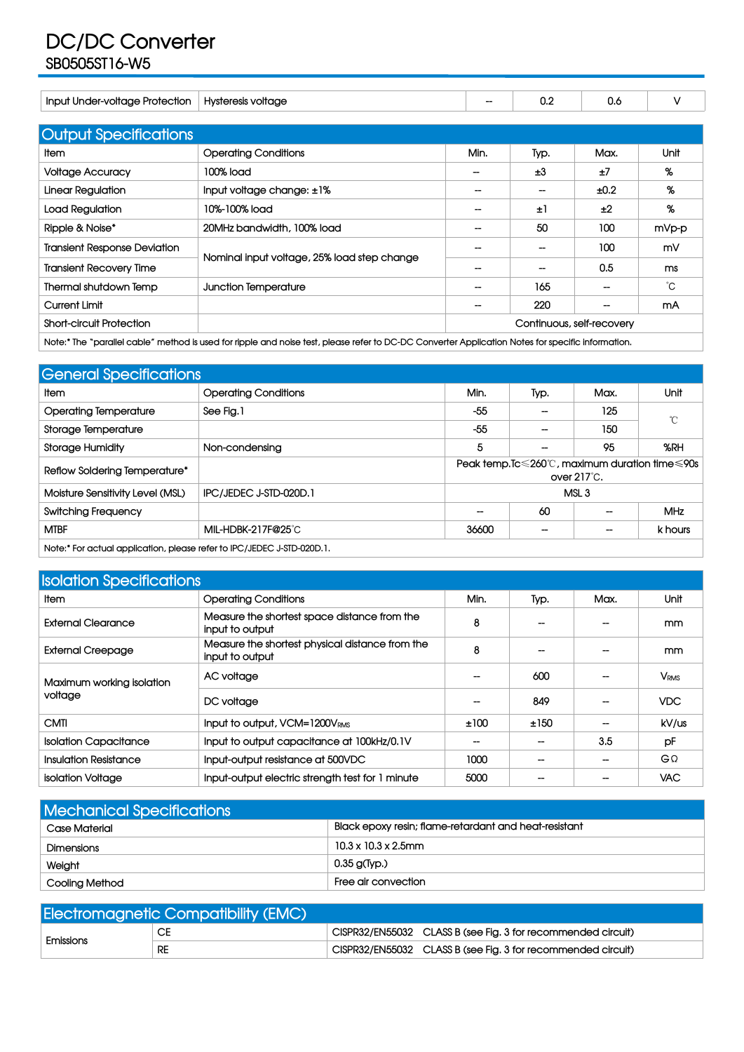| Input Under-voltage Protection | Hysteresis voltage | -- | 0.2 | 0.6 | V |
|---|---|---|---|---|---|

## Output Specifications

| Item | Operating Conditions | Min. | Typ. | Max. | Unit |
|---|---|---|---|---|---|
| Voltage Accuracy | 100% load | -- | ±3 | ±7 | % |
| Linear Regulation | Input voltage change: ±1% | -- | -- | ±0.2 | % |
| Load Regulation | 10%-100% load | -- | ±1 | ±2 | % |
| Ripple & Noise* | 20MHz bandwidth, 100% load | -- | 50 | 100 | mVp-p |
| Transient Response Deviation | Nominal input voltage, 25% load step change | -- | -- | 100 | mV |
| Transient Recovery Time | | -- | -- | 0.5 | ms |
| Thermal shutdown Temp | Junction Temperature | -- | 165 | -- | ℃ |
| Current Limit | | -- | 220 | -- | mA |
| Short-circuit Protection | | Continuous, self-recovery | | | |

Note:* The "parallel cable" method is used for ripple and noise test, please refer to DC-DC Converter Application Notes for specific information.

## General Specifications

| Item | Operating Conditions | Min. | Typ. | Max. | Unit |
|---|---|---|---|---|---|
| Operating Temperature | See Fig.1 | -55 | -- | 125 | ℃ |
| Storage Temperature | | -55 | -- | 150 | |
| Storage Humidity | Non-condensing | 5 | -- | 95 | %RH |
| Reflow Soldering Temperature* | | Peak temp.Tc≤260℃, maximum duration time≤90s over 217℃. | | | |
| Moisture Sensitivity Level (MSL) | IPC/JEDEC J-STD-020D.1 | MSL 3 | | | |
| Switching Frequency | | -- | 60 | -- | MHz |
| MTBF | MIL-HDBK-217F@25℃ | 36600 | -- | -- | k hours |

Note:* For actual application, please refer to IPC/JEDEC J-STD-020D.1.

## Isolation Specifications

| Item | Operating Conditions | Min. | Typ. | Max. | Unit |
|---|---|---|---|---|---|
| External Clearance | Measure the shortest space distance from the input to output | 8 | -- | -- | mm |
| External Creepage | Measure the shortest physical distance from the input to output | 8 | -- | -- | mm |
| Maximum working isolation voltage | AC voltage | -- | 600 | -- | $V_{RMS}$ |
| | DC voltage | -- | 849 | -- | VDC |
| CMTI | Input to output, VCM=1200$V_{RMS}$ | ±100 | ±150 | -- | kV/us |
| Isolation Capacitance | Input to output capacitance at 100kHz/0.1V | -- | -- | 3.5 | pF |
| Insulation Resistance | Input-output resistance at 500VDC | 1000 | -- | -- | GΩ |
| Isolation Voltage | Input-output electric strength test for 1 minute | 5000 | -- | -- | VAC |

## Mechanical Specifications

| | |
|---|---|
| Case Material | Black epoxy resin; flame-retardant and heat-resistant |
| Dimensions | 10.3 x 10.3 x 2.5mm |
| Weight | 0.35 g(Typ.) |
| Cooling Method | Free air convection |

## Electromagnetic Compatibility (EMC)

| | | | |
|---|---|---|---|
| Emissions | CE | CISPR32/EN55032 | CLASS B (see Fig. 3 for recommended circuit) |
| | RE | CISPR32/EN55032 | CLASS B (see Fig. 3 for recommended circuit) |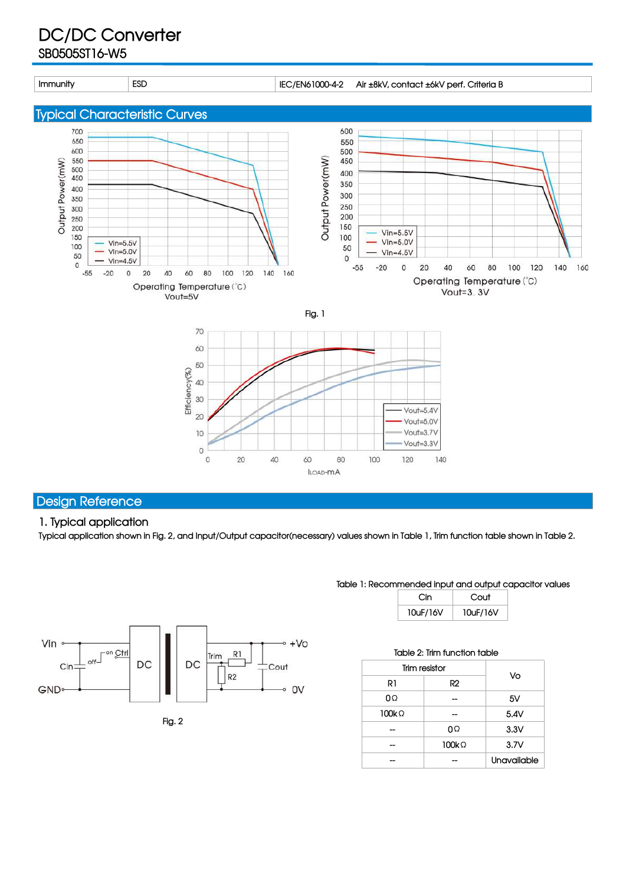# DC/DC Converter
SB0505ST16-W5

| Immunity | ESD | IEC/EN61000-4-2 | Air ±8kV, contact ±6kV perf. Criteria B |
|---|---|---|---|

## Typical Characteristic Curves

Fig. 1

## Design Reference

### 1. Typical application

Typical application shown in Fig. 2, and Input/Output capacitor(necessary) values shown in Table 1, Trim function table shown in Table 2.

Table 1: Recommended input and output capacitor values

| Cin | Cout |
|---|---|
| 10uF/16V | 10uF/16V |

Fig. 2

Table 2: Trim function table

| Trim resistor | | Vo |
|---|---|---|
| R1 | R2 | |
| 0Ω | -- | 5V |
| 100kΩ | -- | 5.4V |
| -- | 0Ω | 3.3V |
| -- | 100kΩ | 3.7V |
| -- | -- | Unavailable |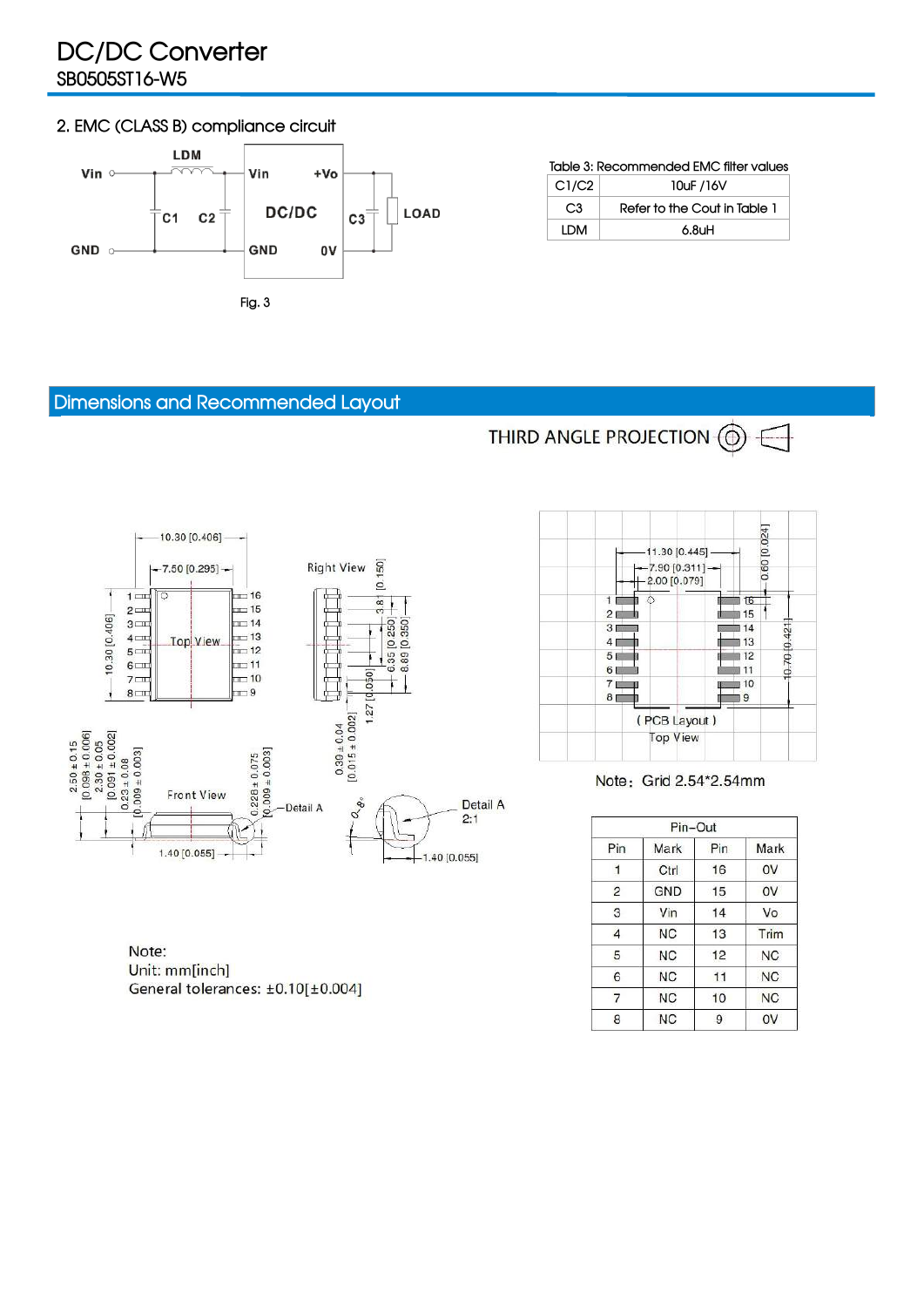## 2. EMC (CLASS B) compliance circuit

Fig. 3

Table 3: Recommended EMC filter values

| C1/C2 | 10uF /16V |
|---|---|
| C3 | Refer to the Cout in Table 1 |
| LDM | 6.8uH |

## Dimensions and Recommended Layout

THIRD ANGLE PROJECTION

Note：Grid 2.54*2.54mm

| Pin-Out | | | |
|---|---|---|---|
| Pin | Mark | Pin | Mark |
| 1 | Ctrl | 16 | 0V |
| 2 | GND | 15 | 0V |
| 3 | Vin | 14 | Vo |
| 4 | NC | 13 | Trim |
| 5 | NC | 12 | NC |
| 6 | NC | 11 | NC |
| 7 | NC | 10 | NC |
| 8 | NC | 9 | 0V |

Note:
Unit: mm[inch]
General tolerances: ±0.10[±0.004]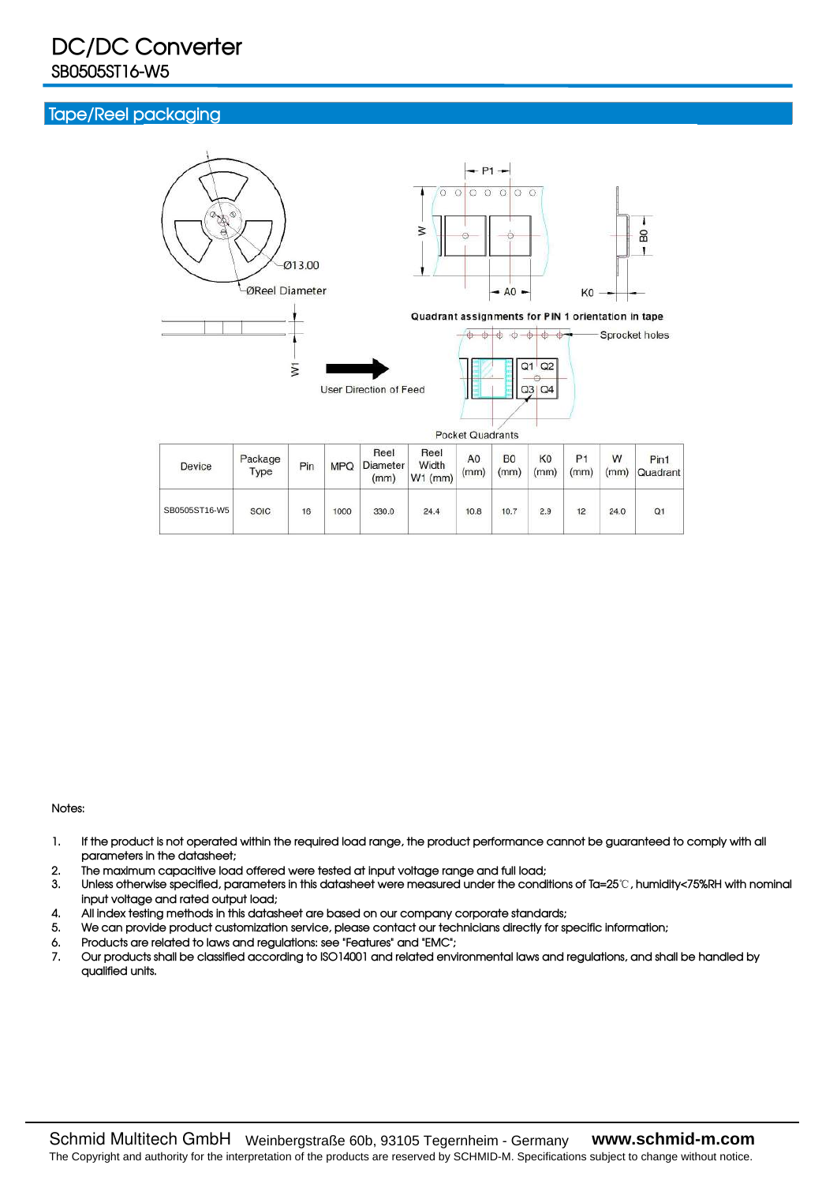## Tape/Reel packaging

Ø13.00

ØReel Diameter

W1

User Direction of Feed

P1

W

A0

K0

B0

Quadrant assignments for PIN 1 orientation in tape

Sprocket holes

Q1 Q2

Q3 Q4

Pocket Quadrants

| Device | Package Type | Pin | MPQ | Reel Diameter (mm) | Reel Width W1 (mm) | A0 (mm) | B0 (mm) | K0 (mm) | P1 (mm) | W (mm) | Pin1 Quadrant |
|---|---|---|---|---|---|---|---|---|---|---|---|
| SB0505ST16-W5 | SOIC | 16 | 1000 | 330.0 | 24.4 | 10.8 | 10.7 | 2.9 | 12 | 24.0 | Q1 |

Notes:

1. If the product is not operated within the required load range, the product performance cannot be guaranteed to comply with all parameters in the datasheet;
2. The maximum capacitive load offered were tested at input voltage range and full load;
3. Unless otherwise specified, parameters in this datasheet were measured under the conditions of Ta=25℃, humidity<75%RH with nominal input voltage and rated output load;
4. All index testing methods in this datasheet are based on our company corporate standards;
5. We can provide product customization service, please contact our technicians directly for specific information;
6. Products are related to laws and regulations: see "Features" and "EMC";
7. Our products shall be classified according to ISO14001 and related environmental laws and regulations, and shall be handled by qualified units.

Schmid Multitech GmbH Weinbergstraße 60b, 93105 Tegernheim - Germany **www.schmid-m.com**

The Copyright and authority for the interpretation of the products are reserved by SCHMID-M. Specifications subject to change without notice.